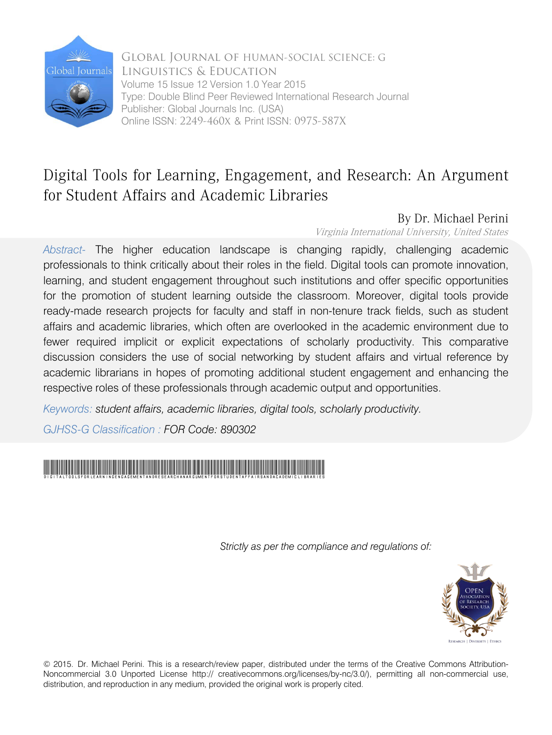Global Journal of Human-Social Science: G
Linguistics & Education
Volume 15 Issue 12 Version 1.0 Year 2015
Type: Double Blind Peer Reviewed International Research Journal
Publisher: Global Journals Inc. (USA)
Online ISSN: 2249-460X & Print ISSN: 0975-587X

# Digital Tools for Learning, Engagement, and Research: An Argument for Student Affairs and Academic Libraries

By Dr. Michael Perini

*Virginia International University, United States*

*Abstract-* The higher education landscape is changing rapidly, challenging academic professionals to think critically about their roles in the field. Digital tools can promote innovation, learning, and student engagement throughout such institutions and offer specific opportunities for the promotion of student learning outside the classroom. Moreover, digital tools provide ready-made research projects for faculty and staff in non-tenure track fields, such as student affairs and academic libraries, which often are overlooked in the academic environment due to fewer required implicit or explicit expectations of scholarly productivity. This comparative discussion considers the use of social networking by student affairs and virtual reference by academic librarians in hopes of promoting additional student engagement and enhancing the respective roles of these professionals through academic output and opportunities.

*Keywords: student affairs, academic libraries, digital tools, scholarly productivity.*

GJHSS-G Classification : *FOR Code: 890302*

DIGITALTOOLSFORLEARNINGENGAGEMENTANDRESEARCHANARGUMENTFORSTUDENTAFFAIRSANDACADEMICLIBRARIES

*Strictly as per the compliance and regulations of:*

© 2015. Dr. Michael Perini. This is a research/review paper, distributed under the terms of the Creative Commons Attribution-Noncommercial 3.0 Unported License http:// creativecommons.org/licenses/by-nc/3.0/), permitting all non-commercial use, distribution, and reproduction in any medium, provided the original work is properly cited.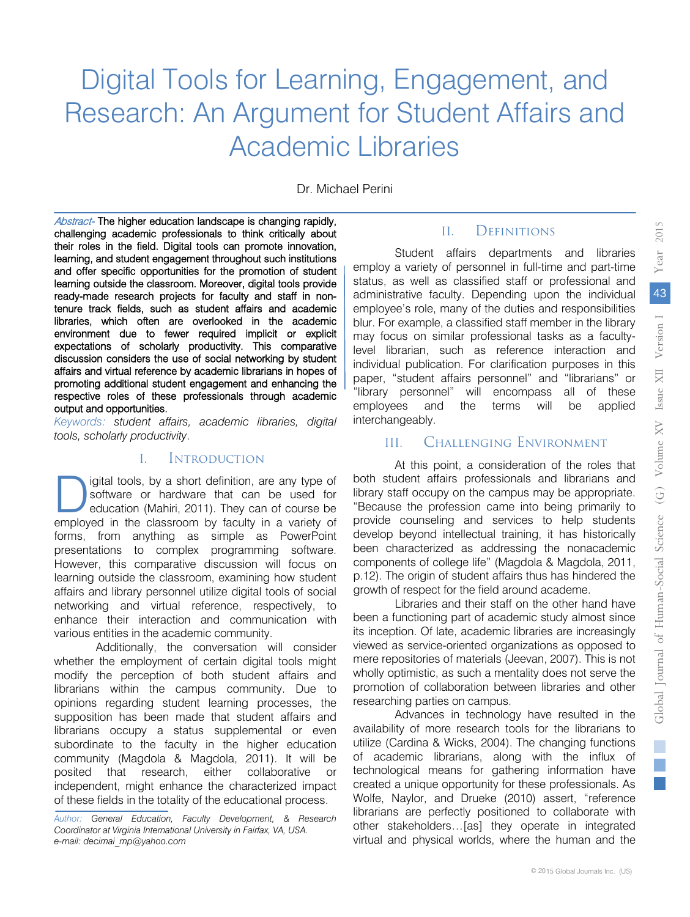# Digital Tools for Learning, Engagement, and Research: An Argument for Student Affairs and Academic Libraries

Dr. Michael Perini

*Abstract-* The higher education landscape is changing rapidly, challenging academic professionals to think critically about their roles in the field. Digital tools can promote innovation, learning, and student engagement throughout such institutions and offer specific opportunities for the promotion of student learning outside the classroom. Moreover, digital tools provide ready-made research projects for faculty and staff in non-tenure track fields, such as student affairs and academic libraries, which often are overlooked in the academic environment due to fewer required implicit or explicit expectations of scholarly productivity. This comparative discussion considers the use of social networking by student affairs and virtual reference by academic librarians in hopes of promoting additional student engagement and enhancing the respective roles of these professionals through academic output and opportunities.

*Keywords: student affairs, academic libraries, digital tools, scholarly productivity.*

## I. Introduction

Digital tools, by a short definition, are any type of software or hardware that can be used for education (Mahiri, 2011). They can of course be employed in the classroom by faculty in a variety of forms, from anything as simple as PowerPoint presentations to complex programming software. However, this comparative discussion will focus on learning outside the classroom, examining how student affairs and library personnel utilize digital tools of social networking and virtual reference, respectively, to enhance their interaction and communication with various entities in the academic community.

Additionally, the conversation will consider whether the employment of certain digital tools might modify the perception of both student affairs and librarians within the campus community. Due to opinions regarding student learning processes, the supposition has been made that student affairs and librarians occupy a status supplemental or even subordinate to the faculty in the higher education community (Magdola & Magdola, 2011). It will be posited that research, either collaborative or independent, might enhance the characterized impact of these fields in the totality of the educational process.

*Author: General Education, Faculty Development, & Research Coordinator at Virginia International University in Fairfax, VA, USA. e-mail: decimai_mp@yahoo.com*

## II. Definitions

Student affairs departments and libraries employ a variety of personnel in full-time and part-time status, as well as classified staff or professional and administrative faculty. Depending upon the individual employee's role, many of the duties and responsibilities blur. For example, a classified staff member in the library may focus on similar professional tasks as a faculty-level librarian, such as reference interaction and individual publication. For clarification purposes in this paper, "student affairs personnel" and "librarians" or "library personnel" will encompass all of these employees and the terms will be applied interchangeably.

## III. Challenging Environment

At this point, a consideration of the roles that both student affairs professionals and librarians and library staff occupy on the campus may be appropriate. "Because the profession came into being primarily to provide counseling and services to help students develop beyond intellectual training, it has historically been characterized as addressing the nonacademic components of college life" (Magdola & Magdola, 2011, p.12). The origin of student affairs thus has hindered the growth of respect for the field around academe.

Libraries and their staff on the other hand have been a functioning part of academic study almost since its inception. Of late, academic libraries are increasingly viewed as service-oriented organizations as opposed to mere repositories of materials (Jeevan, 2007). This is not wholly optimistic, as such a mentality does not serve the promotion of collaboration between libraries and other researching parties on campus.

Advances in technology have resulted in the availability of more research tools for the librarians to utilize (Cardina & Wicks, 2004). The changing functions of academic librarians, along with the influx of technological means for gathering information have created a unique opportunity for these professionals. As Wolfe, Naylor, and Drueke (2010) assert, "reference librarians are perfectly positioned to collaborate with other stakeholders…[as] they operate in integrated virtual and physical worlds, where the human and the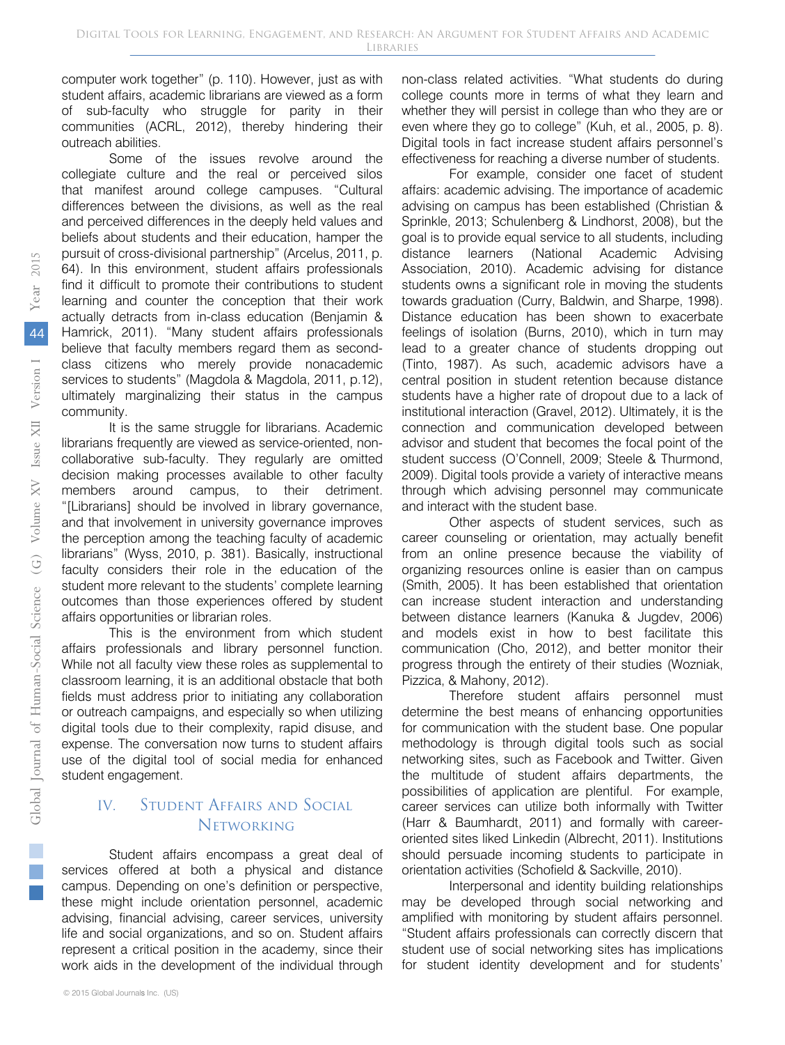computer work together" (p. 110). However, just as with student affairs, academic librarians are viewed as a form of sub-faculty who struggle for parity in their communities (ACRL, 2012), thereby hindering their outreach abilities.

Some of the issues revolve around the collegiate culture and the real or perceived silos that manifest around college campuses. "Cultural differences between the divisions, as well as the real and perceived differences in the deeply held values and beliefs about students and their education, hamper the pursuit of cross-divisional partnership" (Arcelus, 2011, p. 64). In this environment, student affairs professionals find it difficult to promote their contributions to student learning and counter the conception that their work actually detracts from in-class education (Benjamin & Hamrick, 2011). "Many student affairs professionals believe that faculty members regard them as second-class citizens who merely provide nonacademic services to students" (Magdola & Magdola, 2011, p.12), ultimately marginalizing their status in the campus community.

It is the same struggle for librarians. Academic librarians frequently are viewed as service-oriented, non-collaborative sub-faculty. They regularly are omitted decision making processes available to other faculty members around campus, to their detriment. "[Librarians] should be involved in library governance, and that involvement in university governance improves the perception among the teaching faculty of academic librarians" (Wyss, 2010, p. 381). Basically, instructional faculty considers their role in the education of the student more relevant to the students' complete learning outcomes than those experiences offered by student affairs opportunities or librarian roles.

This is the environment from which student affairs professionals and library personnel function. While not all faculty view these roles as supplemental to classroom learning, it is an additional obstacle that both fields must address prior to initiating any collaboration or outreach campaigns, and especially so when utilizing digital tools due to their complexity, rapid disuse, and expense. The conversation now turns to student affairs use of the digital tool of social media for enhanced student engagement.

## IV. Student Affairs and Social Networking

Student affairs encompass a great deal of services offered at both a physical and distance campus. Depending on one's definition or perspective, these might include orientation personnel, academic advising, financial advising, career services, university life and social organizations, and so on. Student affairs represent a critical position in the academy, since their work aids in the development of the individual through non-class related activities. "What students do during college counts more in terms of what they learn and whether they will persist in college than who they are or even where they go to college" (Kuh, et al., 2005, p. 8). Digital tools in fact increase student affairs personnel's effectiveness for reaching a diverse number of students.

For example, consider one facet of student affairs: academic advising. The importance of academic advising on campus has been established (Christian & Sprinkle, 2013; Schulenberg & Lindhorst, 2008), but the goal is to provide equal service to all students, including distance learners (National Academic Advising Association, 2010). Academic advising for distance students owns a significant role in moving the students towards graduation (Curry, Baldwin, and Sharpe, 1998). Distance education has been shown to exacerbate feelings of isolation (Burns, 2010), which in turn may lead to a greater chance of students dropping out (Tinto, 1987). As such, academic advisors have a central position in student retention because distance students have a higher rate of dropout due to a lack of institutional interaction (Gravel, 2012). Ultimately, it is the connection and communication developed between advisor and student that becomes the focal point of the student success (O'Connell, 2009; Steele & Thurmond, 2009). Digital tools provide a variety of interactive means through which advising personnel may communicate and interact with the student base.

Other aspects of student services, such as career counseling or orientation, may actually benefit from an online presence because the viability of organizing resources online is easier than on campus (Smith, 2005). It has been established that orientation can increase student interaction and understanding between distance learners (Kanuka & Jugdev, 2006) and models exist in how to best facilitate this communication (Cho, 2012), and better monitor their progress through the entirety of their studies (Wozniak, Pizzica, & Mahony, 2012).

Therefore student affairs personnel must determine the best means of enhancing opportunities for communication with the student base. One popular methodology is through digital tools such as social networking sites, such as Facebook and Twitter. Given the multitude of student affairs departments, the possibilities of application are plentiful. For example, career services can utilize both informally with Twitter (Harr & Baumhardt, 2011) and formally with career-oriented sites liked Linkedin (Albrecht, 2011). Institutions should persuade incoming students to participate in orientation activities (Schofield & Sackville, 2010).

Interpersonal and identity building relationships may be developed through social networking and amplified with monitoring by student affairs personnel. "Student affairs professionals can correctly discern that student use of social networking sites has implications for student identity development and for students'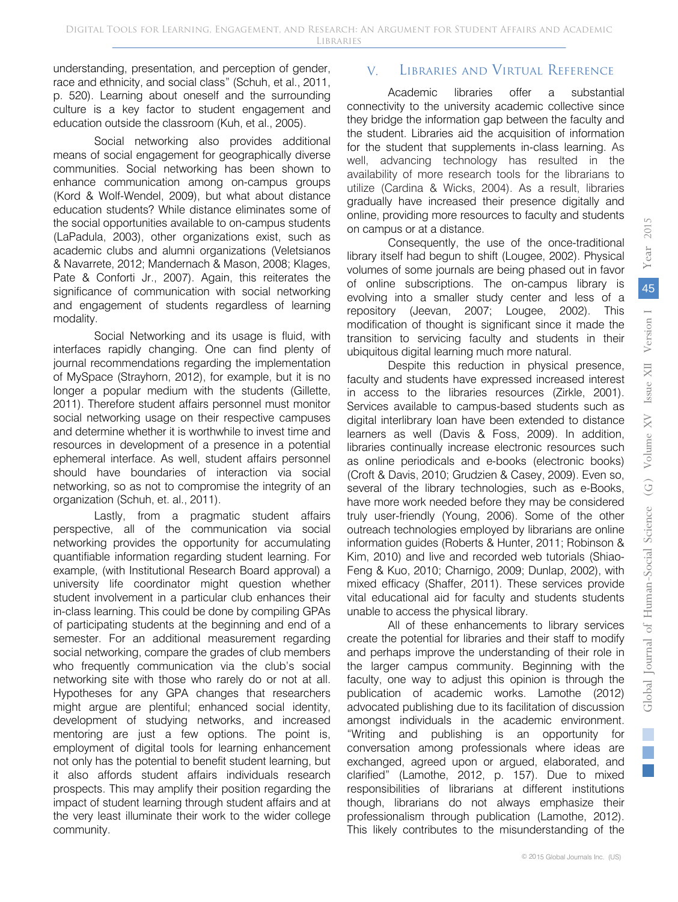understanding, presentation, and perception of gender, race and ethnicity, and social class" (Schuh, et al., 2011, p. 520). Learning about oneself and the surrounding culture is a key factor to student engagement and education outside the classroom (Kuh, et al., 2005).

Social networking also provides additional means of social engagement for geographically diverse communities. Social networking has been shown to enhance communication among on-campus groups (Kord & Wolf-Wendel, 2009), but what about distance education students? While distance eliminates some of the social opportunities available to on-campus students (LaPadula, 2003), other organizations exist, such as academic clubs and alumni organizations (Veletsianos & Navarrete, 2012; Mandernach & Mason, 2008; Klages, Pate & Conforti Jr., 2007). Again, this reiterates the significance of communication with social networking and engagement of students regardless of learning modality.

Social Networking and its usage is fluid, with interfaces rapidly changing. One can find plenty of journal recommendations regarding the implementation of MySpace (Strayhorn, 2012), for example, but it is no longer a popular medium with the students (Gillette, 2011). Therefore student affairs personnel must monitor social networking usage on their respective campuses and determine whether it is worthwhile to invest time and resources in development of a presence in a potential ephemeral interface. As well, student affairs personnel should have boundaries of interaction via social networking, so as not to compromise the integrity of an organization (Schuh, et. al., 2011).

Lastly, from a pragmatic student affairs perspective, all of the communication via social networking provides the opportunity for accumulating quantifiable information regarding student learning. For example, (with Institutional Research Board approval) a university life coordinator might question whether student involvement in a particular club enhances their in-class learning. This could be done by compiling GPAs of participating students at the beginning and end of a semester. For an additional measurement regarding social networking, compare the grades of club members who frequently communication via the club's social networking site with those who rarely do or not at all. Hypotheses for any GPA changes that researchers might argue are plentiful; enhanced social identity, development of studying networks, and increased mentoring are just a few options. The point is, employment of digital tools for learning enhancement not only has the potential to benefit student learning, but it also affords student affairs individuals research prospects. This may amplify their position regarding the impact of student learning through student affairs and at the very least illuminate their work to the wider college community.

## V. Libraries and Virtual Reference

Academic libraries offer a substantial connectivity to the university academic collective since they bridge the information gap between the faculty and the student. Libraries aid the acquisition of information for the student that supplements in-class learning. As well, advancing technology has resulted in the availability of more research tools for the librarians to utilize (Cardina & Wicks, 2004). As a result, libraries gradually have increased their presence digitally and online, providing more resources to faculty and students on campus or at a distance.

Consequently, the use of the once-traditional library itself had begun to shift (Lougee, 2002). Physical volumes of some journals are being phased out in favor of online subscriptions. The on-campus library is evolving into a smaller study center and less of a repository (Jeevan, 2007; Lougee, 2002). This modification of thought is significant since it made the transition to servicing faculty and students in their ubiquitous digital learning much more natural.

Despite this reduction in physical presence, faculty and students have expressed increased interest in access to the libraries resources (Zirkle, 2001). Services available to campus-based students such as digital interlibrary loan have been extended to distance learners as well (Davis & Foss, 2009). In addition, libraries continually increase electronic resources such as online periodicals and e-books (electronic books) (Croft & Davis, 2010; Grudzien & Casey, 2009). Even so, several of the library technologies, such as e-Books, have more work needed before they may be considered truly user-friendly (Young, 2006). Some of the other outreach technologies employed by librarians are online information guides (Roberts & Hunter, 2011; Robinson & Kim, 2010) and live and recorded web tutorials (Shiao-Feng & Kuo, 2010; Charnigo, 2009; Dunlap, 2002), with mixed efficacy (Shaffer, 2011). These services provide vital educational aid for faculty and students students unable to access the physical library.

All of these enhancements to library services create the potential for libraries and their staff to modify and perhaps improve the understanding of their role in the larger campus community. Beginning with the faculty, one way to adjust this opinion is through the publication of academic works. Lamothe (2012) advocated publishing due to its facilitation of discussion amongst individuals in the academic environment. "Writing and publishing is an opportunity for conversation among professionals where ideas are exchanged, agreed upon or argued, elaborated, and clarified" (Lamothe, 2012, p. 157). Due to mixed responsibilities of librarians at different institutions though, librarians do not always emphasize their professionalism through publication (Lamothe, 2012). This likely contributes to the misunderstanding of the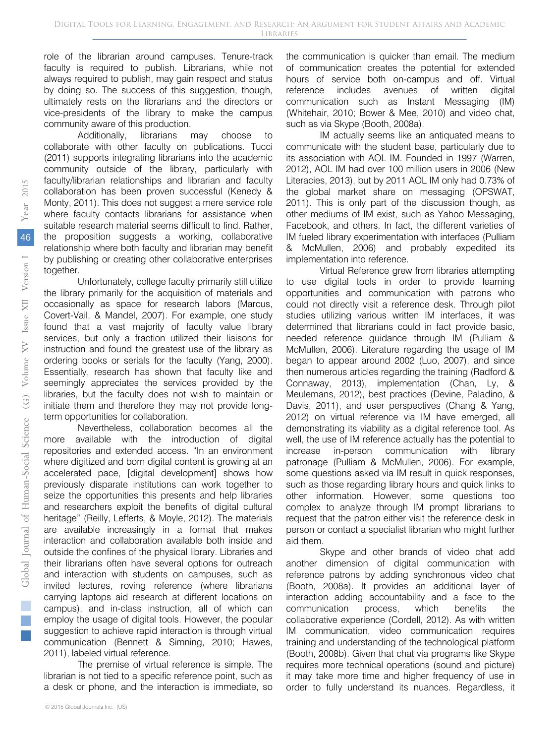role of the librarian around campuses. Tenure-track faculty is required to publish. Librarians, while not always required to publish, may gain respect and status by doing so. The success of this suggestion, though, ultimately rests on the librarians and the directors or vice-presidents of the library to make the campus community aware of this production.

Additionally, librarians may choose to collaborate with other faculty on publications. Tucci (2011) supports integrating librarians into the academic community outside of the library, particularly with faculty/librarian relationships and librarian and faculty collaboration has been proven successful (Kenedy & Monty, 2011). This does not suggest a mere service role where faculty contacts librarians for assistance when suitable research material seems difficult to find. Rather, the proposition suggests a working, collaborative relationship where both faculty and librarian may benefit by publishing or creating other collaborative enterprises together.

Unfortunately, college faculty primarily still utilize the library primarily for the acquisition of materials and occasionally as space for research labors (Marcus, Covert-Vail, & Mandel, 2007). For example, one study found that a vast majority of faculty value library services, but only a fraction utilized their liaisons for instruction and found the greatest use of the library as ordering books or serials for the faculty (Yang, 2000). Essentially, research has shown that faculty like and seemingly appreciates the services provided by the libraries, but the faculty does not wish to maintain or initiate them and therefore they may not provide long-term opportunities for collaboration.

Nevertheless, collaboration becomes all the more available with the introduction of digital repositories and extended access. "In an environment where digitized and born digital content is growing at an accelerated pace, [digital development] shows how previously disparate institutions can work together to seize the opportunities this presents and help libraries and researchers exploit the benefits of digital cultural heritage" (Reilly, Lefferts, & Moyle, 2012). The materials are available increasingly in a format that makes interaction and collaboration available both inside and outside the confines of the physical library. Libraries and their librarians often have several options for outreach and interaction with students on campuses, such as invited lectures, roving reference (where librarians carrying laptops aid research at different locations on campus), and in-class instruction, all of which can employ the usage of digital tools. However, the popular suggestion to achieve rapid interaction is through virtual communication (Bennett & Simning, 2010; Hawes, 2011), labeled virtual reference.

The premise of virtual reference is simple. The librarian is not tied to a specific reference point, such as a desk or phone, and the interaction is immediate, so the communication is quicker than email. The medium of communication creates the potential for extended hours of service both on-campus and off. Virtual reference includes avenues of written digital communication such as Instant Messaging (IM) (Whitehair, 2010; Bower & Mee, 2010) and video chat, such as via Skype (Booth, 2008a).

IM actually seems like an antiquated means to communicate with the student base, particularly due to its association with AOL IM. Founded in 1997 (Warren, 2012), AOL IM had over 100 million users in 2006 (New Literacies, 2013), but by 2011 AOL IM only had 0.73% of the global market share on messaging (OPSWAT, 2011). This is only part of the discussion though, as other mediums of IM exist, such as Yahoo Messaging, Facebook, and others. In fact, the different varieties of IM fueled library experimentation with interfaces (Pulliam & McMullen, 2006) and probably expedited its implementation into reference.

Virtual Reference grew from libraries attempting to use digital tools in order to provide learning opportunities and communication with patrons who could not directly visit a reference desk. Through pilot studies utilizing various written IM interfaces, it was determined that librarians could in fact provide basic, needed reference guidance through IM (Pulliam & McMullen, 2006). Literature regarding the usage of IM began to appear around 2002 (Luo, 2007), and since then numerous articles regarding the training (Radford & Connaway, 2013), implementation (Chan, Ly, & Meulemans, 2012), best practices (Devine, Paladino, & Davis, 2011), and user perspectives (Chang & Yang, 2012) on virtual reference via IM have emerged, all demonstrating its viability as a digital reference tool. As well, the use of IM reference actually has the potential to increase in-person communication with library patronage (Pulliam & McMullen, 2006). For example, some questions asked via IM result in quick responses, such as those regarding library hours and quick links to other information. However, some questions too complex to analyze through IM prompt librarians to request that the patron either visit the reference desk in person or contact a specialist librarian who might further aid them.

Skype and other brands of video chat add another dimension of digital communication with reference patrons by adding synchronous video chat (Booth, 2008a). It provides an additional layer of interaction adding accountability and a face to the communication process, which benefits the collaborative experience (Cordell, 2012). As with written IM communication, video communication requires training and understanding of the technological platform (Booth, 2008b). Given that chat via programs like Skype requires more technical operations (sound and picture) it may take more time and higher frequency of use in order to fully understand its nuances. Regardless, it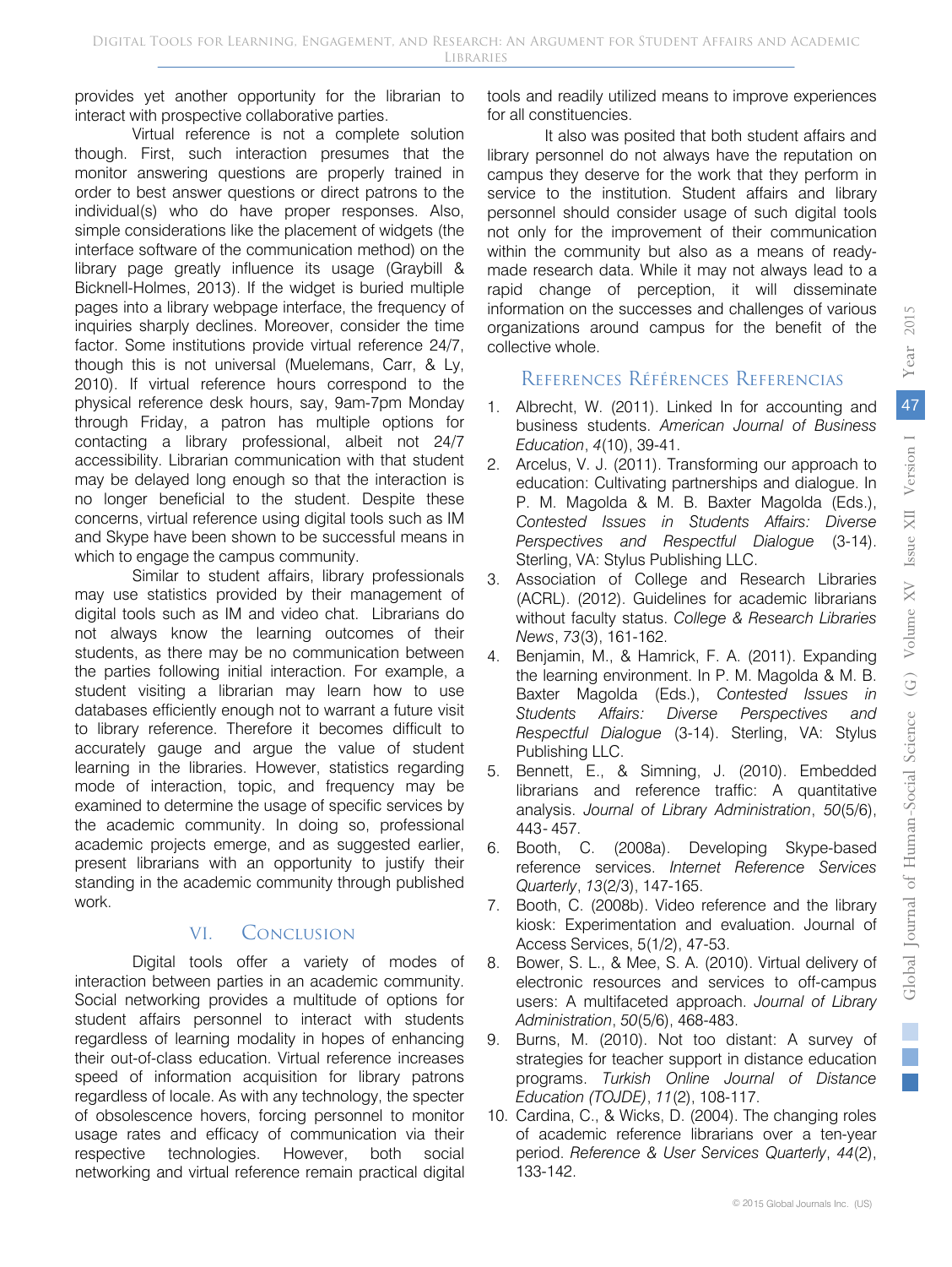provides yet another opportunity for the librarian to interact with prospective collaborative parties.

Virtual reference is not a complete solution though. First, such interaction presumes that the monitor answering questions are properly trained in order to best answer questions or direct patrons to the individual(s) who do have proper responses. Also, simple considerations like the placement of widgets (the interface software of the communication method) on the library page greatly influence its usage (Graybill & Bicknell-Holmes, 2013). If the widget is buried multiple pages into a library webpage interface, the frequency of inquiries sharply declines. Moreover, consider the time factor. Some institutions provide virtual reference 24/7, though this is not universal (Muelemans, Carr, & Ly, 2010). If virtual reference hours correspond to the physical reference desk hours, say, 9am-7pm Monday through Friday, a patron has multiple options for contacting a library professional, albeit not 24/7 accessibility. Librarian communication with that student may be delayed long enough so that the interaction is no longer beneficial to the student. Despite these concerns, virtual reference using digital tools such as IM and Skype have been shown to be successful means in which to engage the campus community.

Similar to student affairs, library professionals may use statistics provided by their management of digital tools such as IM and video chat. Librarians do not always know the learning outcomes of their students, as there may be no communication between the parties following initial interaction. For example, a student visiting a librarian may learn how to use databases efficiently enough not to warrant a future visit to library reference. Therefore it becomes difficult to accurately gauge and argue the value of student learning in the libraries. However, statistics regarding mode of interaction, topic, and frequency may be examined to determine the usage of specific services by the academic community. In doing so, professional academic projects emerge, and as suggested earlier, present librarians with an opportunity to justify their standing in the academic community through published work.

## VI. Conclusion

Digital tools offer a variety of modes of interaction between parties in an academic community. Social networking provides a multitude of options for student affairs personnel to interact with students regardless of learning modality in hopes of enhancing their out-of-class education. Virtual reference increases speed of information acquisition for library patrons regardless of locale. As with any technology, the specter of obsolescence hovers, forcing personnel to monitor usage rates and efficacy of communication via their respective technologies. However, both social networking and virtual reference remain practical digital tools and readily utilized means to improve experiences for all constituencies.

It also was posited that both student affairs and library personnel do not always have the reputation on campus they deserve for the work that they perform in service to the institution. Student affairs and library personnel should consider usage of such digital tools not only for the improvement of their communication within the community but also as a means of ready-made research data. While it may not always lead to a rapid change of perception, it will disseminate information on the successes and challenges of various organizations around campus for the benefit of the collective whole.

## References Références Referencias

1. Albrecht, W. (2011). Linked In for accounting and business students. *American Journal of Business Education*, *4*(10), 39-41.
2. Arcelus, V. J. (2011). Transforming our approach to education: Cultivating partnerships and dialogue. In P. M. Magolda & M. B. Baxter Magolda (Eds.), *Contested Issues in Students Affairs: Diverse Perspectives and Respectful Dialogue* (3-14). Sterling, VA: Stylus Publishing LLC.
3. Association of College and Research Libraries (ACRL). (2012). Guidelines for academic librarians without faculty status. *College & Research Libraries News*, *73*(3), 161-162.
4. Benjamin, M., & Hamrick, F. A. (2011). Expanding the learning environment. In P. M. Magolda & M. B. Baxter Magolda (Eds.), *Contested Issues in Students Affairs: Diverse Perspectives and Respectful Dialogue* (3-14). Sterling, VA: Stylus Publishing LLC.
5. Bennett, E., & Simning, J. (2010). Embedded librarians and reference traffic: A quantitative analysis. *Journal of Library Administration*, *50*(5/6), 443- 457.
6. Booth, C. (2008a). Developing Skype-based reference services. *Internet Reference Services Quarterly*, *13*(2/3), 147-165.
7. Booth, C. (2008b). Video reference and the library kiosk: Experimentation and evaluation. Journal of Access Services, 5(1/2), 47-53.
8. Bower, S. L., & Mee, S. A. (2010). Virtual delivery of electronic resources and services to off-campus users: A multifaceted approach. *Journal of Library Administration*, *50*(5/6), 468-483.
9. Burns, M. (2010). Not too distant: A survey of strategies for teacher support in distance education programs. *Turkish Online Journal of Distance Education (TOJDE)*, *11*(2), 108-117.
10. Cardina, C., & Wicks, D. (2004). The changing roles of academic reference librarians over a ten-year period. *Reference & User Services Quarterly*, *44*(2), 133-142.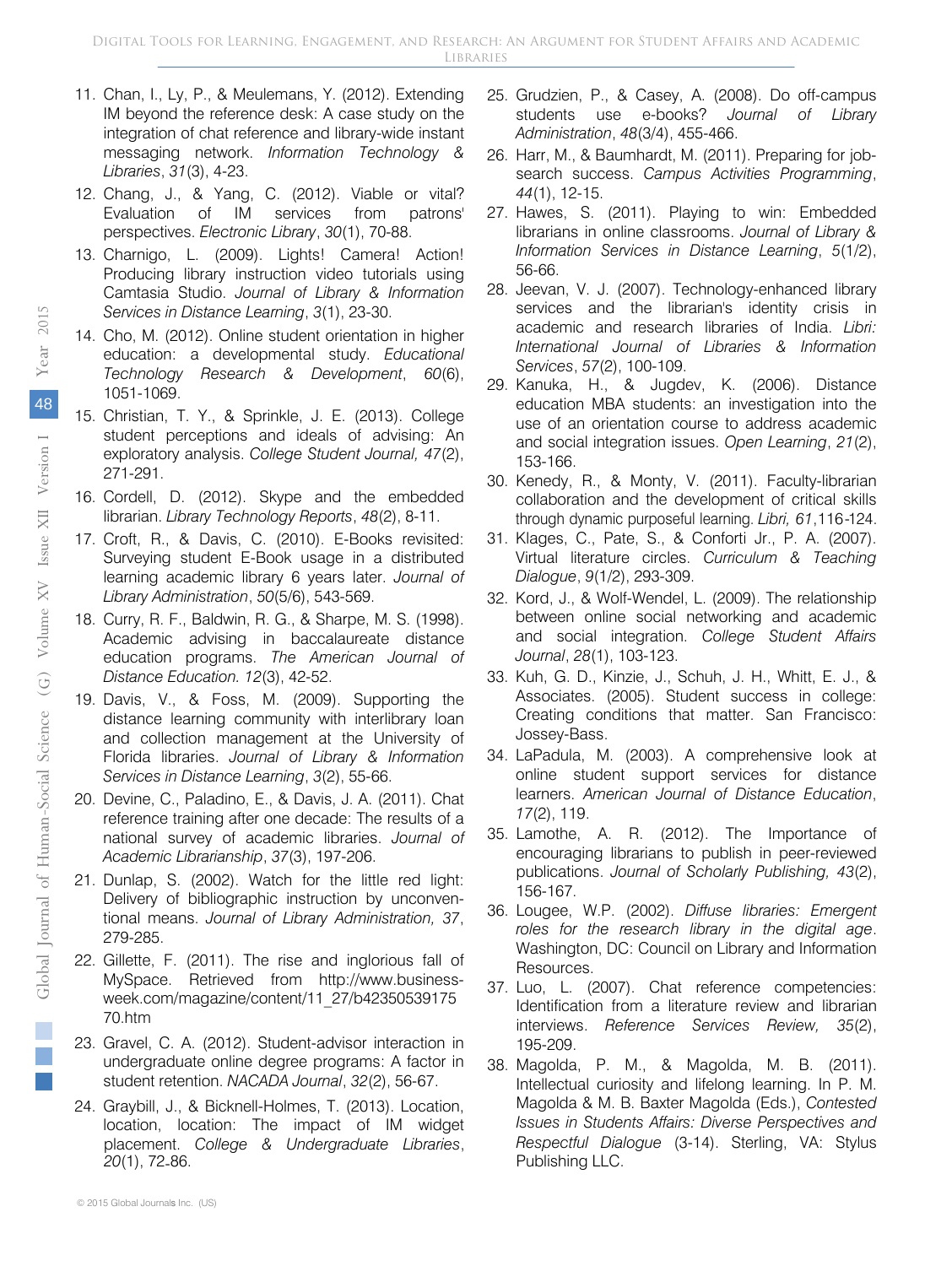11. Chan, I., Ly, P., & Meulemans, Y. (2012). Extending IM beyond the reference desk: A case study on the integration of chat reference and library-wide instant messaging network. *Information Technology & Libraries*, *31*(3), 4-23.
12. Chang, J., & Yang, C. (2012). Viable or vital? Evaluation of IM services from patrons' perspectives. *Electronic Library*, *30*(1), 70-88.
13. Charnigo, L. (2009). Lights! Camera! Action! Producing library instruction video tutorials using Camtasia Studio. *Journal of Library & Information Services in Distance Learning*, *3*(1), 23-30.
14. Cho, M. (2012). Online student orientation in higher education: a developmental study. *Educational Technology Research & Development*, *60*(6), 1051-1069.
15. Christian, T. Y., & Sprinkle, J. E. (2013). College student perceptions and ideals of advising: An exploratory analysis. *College Student Journal, 47*(2), 271-291.
16. Cordell, D. (2012). Skype and the embedded librarian. *Library Technology Reports*, *48*(2), 8-11.
17. Croft, R., & Davis, C. (2010). E-Books revisited: Surveying student E-Book usage in a distributed learning academic library 6 years later. *Journal of Library Administration*, *50*(5/6), 543-569.
18. Curry, R. F., Baldwin, R. G., & Sharpe, M. S. (1998). Academic advising in baccalaureate distance education programs. *The American Journal of Distance Education. 12*(3), 42-52.
19. Davis, V., & Foss, M. (2009). Supporting the distance learning community with interlibrary loan and collection management at the University of Florida libraries. *Journal of Library & Information Services in Distance Learning*, *3*(2), 55-66.
20. Devine, C., Paladino, E., & Davis, J. A. (2011). Chat reference training after one decade: The results of a national survey of academic libraries. *Journal of Academic Librarianship*, *37*(3), 197-206.
21. Dunlap, S. (2002). Watch for the little red light: Delivery of bibliographic instruction by unconventional means. *Journal of Library Administration, 37*, 279-285.
22. Gillette, F. (2011). The rise and inglorious fall of MySpace. Retrieved from http://www.businessweek.com/magazine/content/11_27/b4235053917570.htm
23. Gravel, C. A. (2012). Student-advisor interaction in undergraduate online degree programs: A factor in student retention. *NACADA Journal*, *32*(2), 56-67.
24. Graybill, J., & Bicknell-Holmes, T. (2013). Location, location, location: The impact of IM widget placement. *College & Undergraduate Libraries*, *20*(1), 72-86.
25. Grudzien, P., & Casey, A. (2008). Do off-campus students use e-books? *Journal of Library Administration*, *48*(3/4), 455-466.
26. Harr, M., & Baumhardt, M. (2011). Preparing for job-search success. *Campus Activities Programming*, *44*(1), 12-15.
27. Hawes, S. (2011). Playing to win: Embedded librarians in online classrooms. *Journal of Library & Information Services in Distance Learning*, *5*(1/2), 56-66.
28. Jeevan, V. J. (2007). Technology-enhanced library services and the librarian's identity crisis in academic and research libraries of India. *Libri: International Journal of Libraries & Information Services*, *57*(2), 100-109.
29. Kanuka, H., & Jugdev, K. (2006). Distance education MBA students: an investigation into the use of an orientation course to address academic and social integration issues. *Open Learning*, *21*(2), 153-166.
30. Kenedy, R., & Monty, V. (2011). Faculty-librarian collaboration and the development of critical skills through dynamic purposeful learning. *Libri, 61*,116-124.
31. Klages, C., Pate, S., & Conforti Jr., P. A. (2007). Virtual literature circles. *Curriculum & Teaching Dialogue*, *9*(1/2), 293-309.
32. Kord, J., & Wolf-Wendel, L. (2009). The relationship between online social networking and academic and social integration. *College Student Affairs Journal*, *28*(1), 103-123.
33. Kuh, G. D., Kinzie, J., Schuh, J. H., Whitt, E. J., & Associates. (2005). Student success in college: Creating conditions that matter. San Francisco: Jossey-Bass.
34. LaPadula, M. (2003). A comprehensive look at online student support services for distance learners. *American Journal of Distance Education*, *17*(2), 119.
35. Lamothe, A. R. (2012). The Importance of encouraging librarians to publish in peer-reviewed publications. *Journal of Scholarly Publishing, 43*(2), 156-167.
36. Lougee, W.P. (2002). *Diffuse libraries: Emergent roles for the research library in the digital age*. Washington, DC: Council on Library and Information Resources.
37. Luo, L. (2007). Chat reference competencies: Identification from a literature review and librarian interviews. *Reference Services Review, 35*(2), 195-209.
38. Magolda, P. M., & Magolda, M. B. (2011). Intellectual curiosity and lifelong learning. In P. M. Magolda & M. B. Baxter Magolda (Eds.), *Contested Issues in Students Affairs: Diverse Perspectives and Respectful Dialogue* (3-14). Sterling, VA: Stylus Publishing LLC.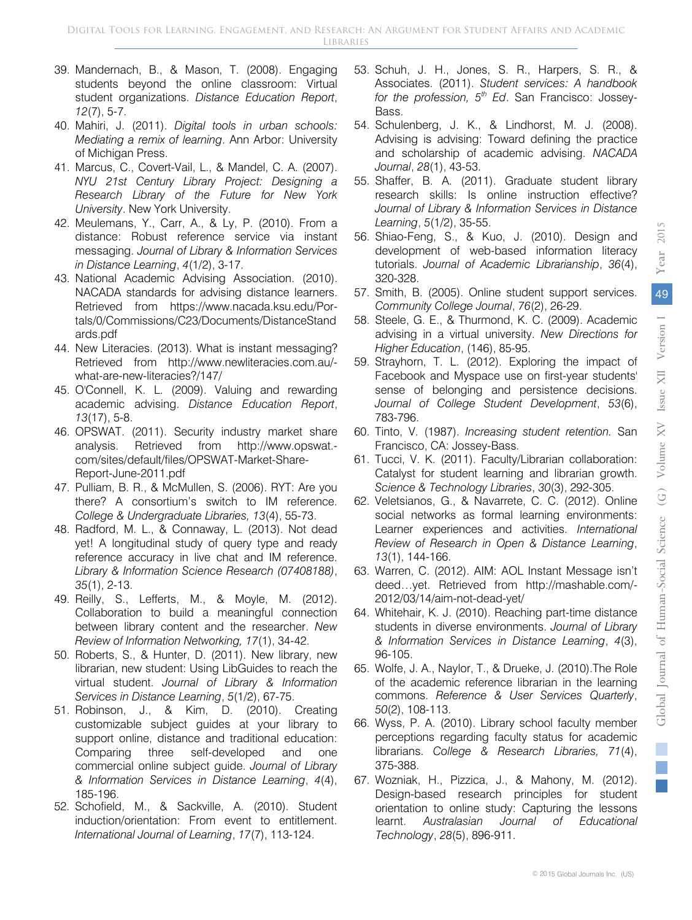39. Mandernach, B., & Mason, T. (2008). Engaging students beyond the online classroom: Virtual student organizations. *Distance Education Report*, *12*(7), 5-7.
40. Mahiri, J. (2011). *Digital tools in urban schools: Mediating a remix of learning*. Ann Arbor: University of Michigan Press.
41. Marcus, C., Covert-Vail, L., & Mandel, C. A. (2007). *NYU 21st Century Library Project: Designing a Research Library of the Future for New York University*. New York University.
42. Meulemans, Y., Carr, A., & Ly, P. (2010). From a distance: Robust reference service via instant messaging. *Journal of Library & Information Services in Distance Learning*, *4*(1/2), 3-17.
43. National Academic Advising Association. (2010). NACADA standards for advising distance learners. Retrieved from https://www.nacada.ksu.edu/Portals/0/Commissions/C23/Documents/DistanceStandards.pdf
44. New Literacies. (2013). What is instant messaging? Retrieved from http://www.newliteracies.com.au/-what-are-new-literacies?/147/
45. O'Connell, K. L. (2009). Valuing and rewarding academic advising. *Distance Education Report*, *13*(17), 5-8.
46. OPSWAT. (2011). Security industry market share analysis. Retrieved from http://www.opswat.-com/sites/default/files/OPSWAT-Market-Share-Report-June-2011.pdf
47. Pulliam, B. R., & McMullen, S. (2006). RYT: Are you there? A consortium's switch to IM reference. *College & Undergraduate Libraries, 13*(4), 55-73.
48. Radford, M. L., & Connaway, L. (2013). Not dead yet! A longitudinal study of query type and ready reference accuracy in live chat and IM reference. *Library & Information Science Research (07408188)*, *35*(1), 2-13.
49. Reilly, S., Lefferts, M., & Moyle, M. (2012). Collaboration to build a meaningful connection between library content and the researcher. *New Review of Information Networking, 17*(1), 34-42.
50. Roberts, S., & Hunter, D. (2011). New library, new librarian, new student: Using LibGuides to reach the virtual student. *Journal of Library & Information Services in Distance Learning*, *5*(1/2), 67-75.
51. Robinson, J., & Kim, D. (2010). Creating customizable subject guides at your library to support online, distance and traditional education: Comparing three self-developed and one commercial online subject guide. *Journal of Library & Information Services in Distance Learning*, *4*(4), 185-196.
52. Schofield, M., & Sackville, A. (2010). Student induction/orientation: From event to entitlement. *International Journal of Learning*, *17*(7), 113-124.
53. Schuh, J. H., Jones, S. R., Harpers, S. R., & Associates. (2011). *Student services: A handbook for the profession, 5th Ed*. San Francisco: Jossey-Bass.
54. Schulenberg, J. K., & Lindhorst, M. J. (2008). Advising is advising: Toward defining the practice and scholarship of academic advising. *NACADA Journal*, *28*(1), 43-53.
55. Shaffer, B. A. (2011). Graduate student library research skills: Is online instruction effective? *Journal of Library & Information Services in Distance Learning*, *5*(1/2), 35-55.
56. Shiao-Feng, S., & Kuo, J. (2010). Design and development of web-based information literacy tutorials. *Journal of Academic Librarianship*, *36*(4), 320-328.
57. Smith, B. (2005). Online student support services. *Community College Journal*, *76*(2), 26-29.
58. Steele, G. E., & Thurmond, K. C. (2009). Academic advising in a virtual university. *New Directions for Higher Education*, (146), 85-95.
59. Strayhorn, T. L. (2012). Exploring the impact of Facebook and Myspace use on first-year students' sense of belonging and persistence decisions. *Journal of College Student Development*, *53*(6), 783-796.
60. Tinto, V. (1987). *Increasing student retention.* San Francisco, CA: Jossey-Bass.
61. Tucci, V. K. (2011). Faculty/Librarian collaboration: Catalyst for student learning and librarian growth. *Science & Technology Libraries*, *30*(3), 292-305.
62. Veletsianos, G., & Navarrete, C. C. (2012). Online social networks as formal learning environments: Learner experiences and activities. *International Review of Research in Open & Distance Learning*, *13*(1), 144-166.
63. Warren, C. (2012). AIM: AOL Instant Message isn't deed…yet. Retrieved from http://mashable.com/-2012/03/14/aim-not-dead-yet/
64. Whitehair, K. J. (2010). Reaching part-time distance students in diverse environments. *Journal of Library & Information Services in Distance Learning*, *4*(3), 96-105.
65. Wolfe, J. A., Naylor, T., & Drueke, J. (2010).The Role of the academic reference librarian in the learning commons. *Reference & User Services Quarterly*, *50*(2), 108-113.
66. Wyss, P. A. (2010). Library school faculty member perceptions regarding faculty status for academic librarians. *College & Research Libraries, 71*(4), 375-388.
67. Wozniak, H., Pizzica, J., & Mahony, M. (2012). Design-based research principles for student orientation to online study: Capturing the lessons learnt. *Australasian Journal of Educational Technology*, *28*(5), 896-911.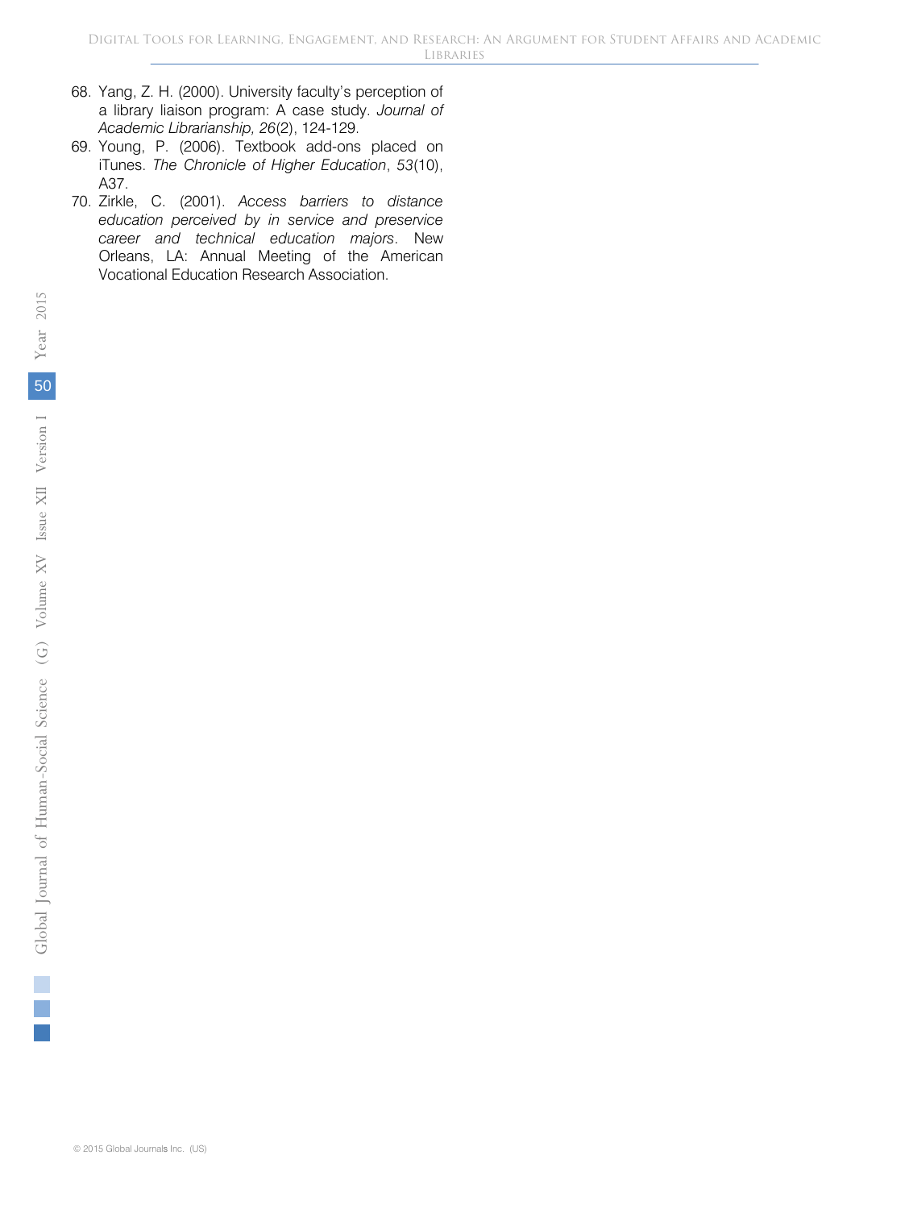68. Yang, Z. H. (2000). University faculty's perception of a library liaison program: A case study. *Journal of Academic Librarianship, 26*(2), 124-129.
69. Young, P. (2006). Textbook add-ons placed on iTunes. *The Chronicle of Higher Education*, *53*(10), A37.
70. Zirkle, C. (2001). *Access barriers to distance education perceived by in service and preservice career and technical education majors*. New Orleans, LA: Annual Meeting of the American Vocational Education Research Association.